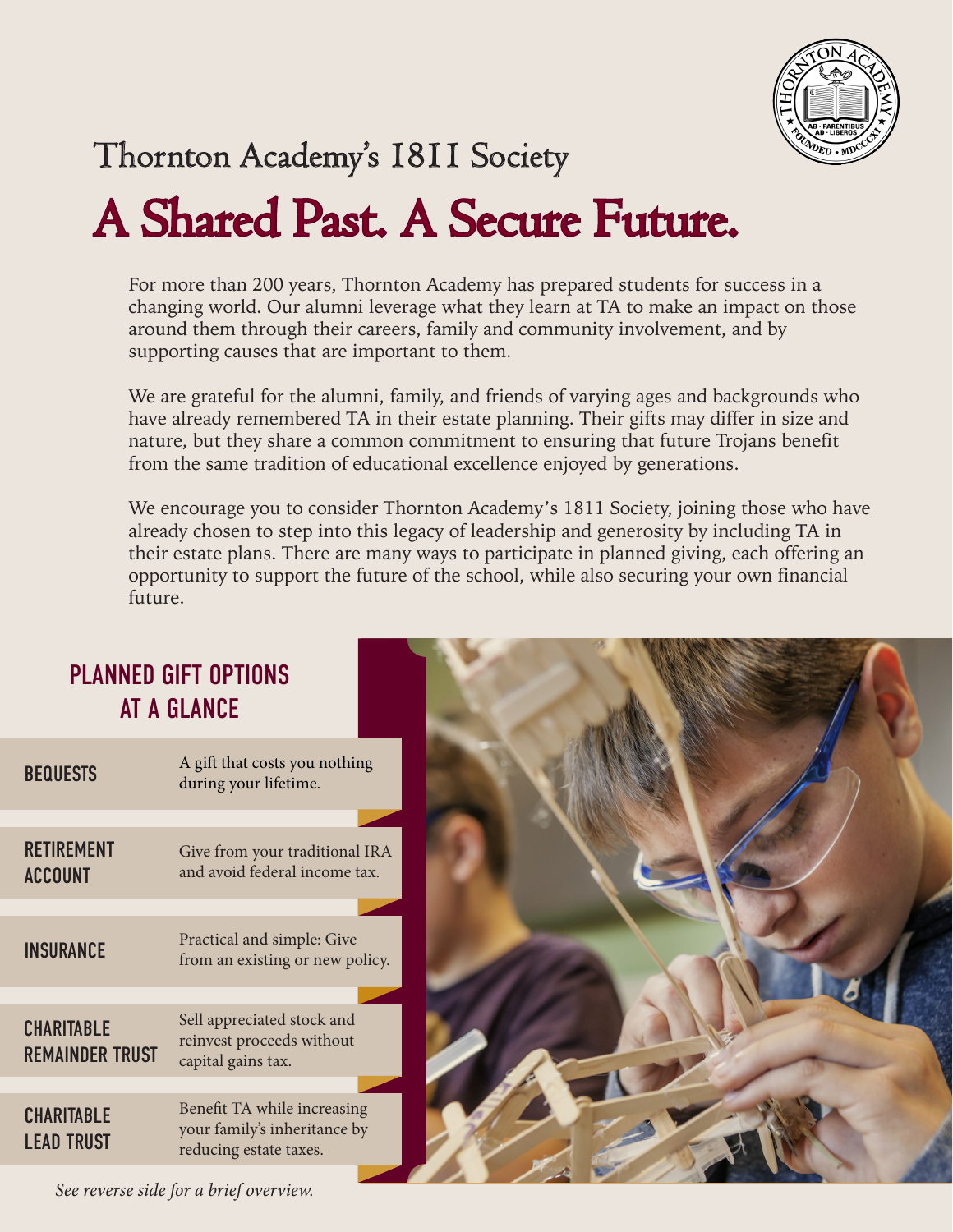# Thornton Academy's 1811 Society

# A Shared Past. A Secure Future.

For more than 200 years, Thornton Academy has prepared students for success in a changing world. Our alumni leverage what they learn at TA to make an impact on those around them through their careers, family and community involvement, and by supporting causes that are important to them.

We are grateful for the alumni, family, and friends of varying ages and backgrounds who have already remembered TA in their estate planning. Their gifts may differ in size and nature, but they share a common commitment to ensuring that future Trojans benefit from the same tradition of educational excellence enjoyed by generations.

We encourage you to consider Thornton Academy's 1811 Society, joining those who have already chosen to step into this legacy of leadership and generosity by including TA in their estate plans. There are many ways to participate in planned giving, each offering an opportunity to support the future of the school, while also securing your own financial future.

## PLANNED GIFT OPTIONS AT A GLANCE

| | |
|---|---|
| **BEQUESTS** | A gift that costs you nothing during your lifetime. |
| **RETIREMENT ACCOUNT** | Give from your traditional IRA and avoid federal income tax. |
| **INSURANCE** | Practical and simple: Give from an existing or new policy. |
| **CHARITABLE REMAINDER TRUST** | Sell appreciated stock and reinvest proceeds without capital gains tax. |
| **CHARITABLE LEAD TRUST** | Benefit TA while increasing your family's inheritance by reducing estate taxes. |

*See reverse side for a brief overview.*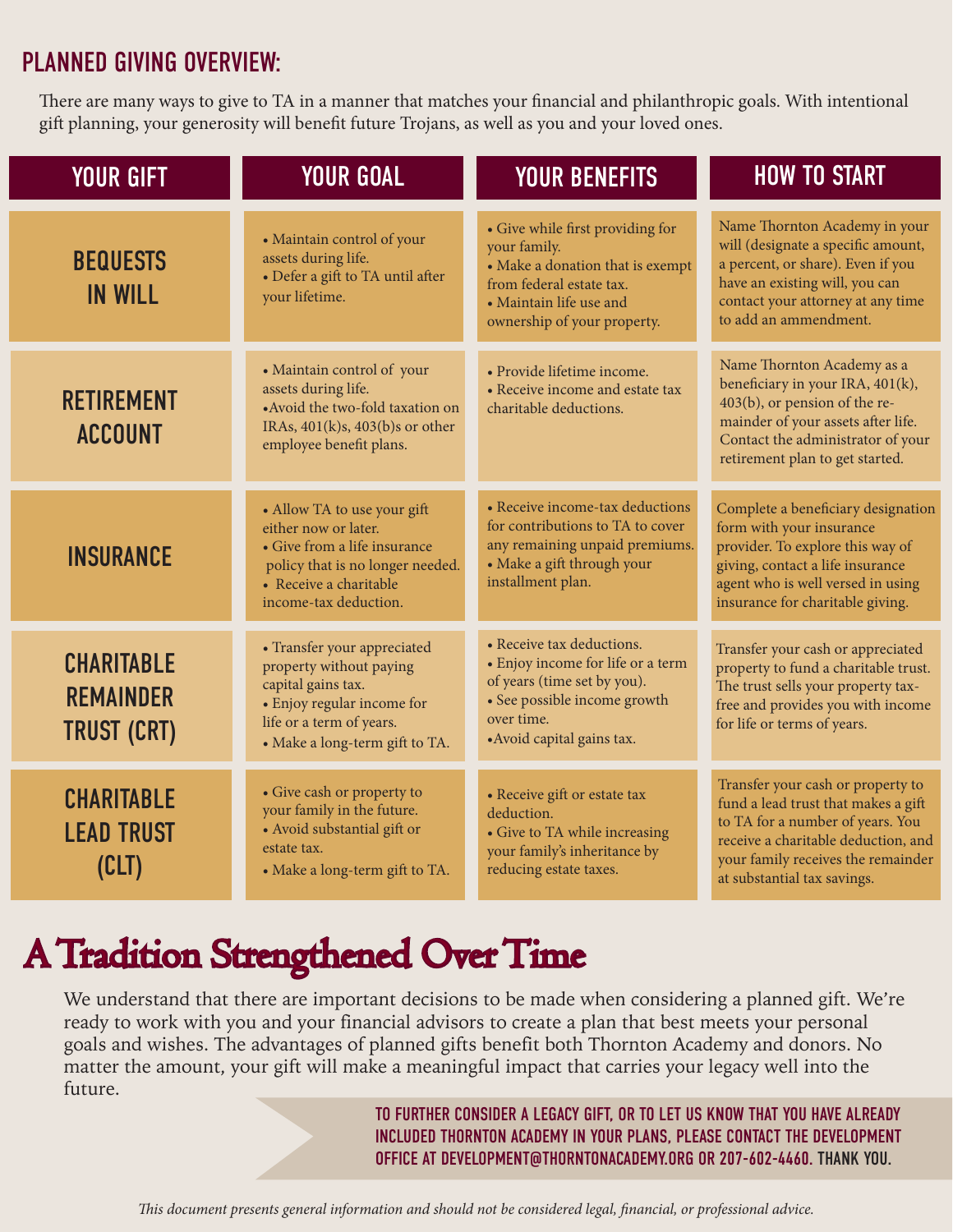## PLANNED GIVING OVERVIEW:

There are many ways to give to TA in a manner that matches your financial and philanthropic goals. With intentional gift planning, your generosity will benefit future Trojans, as well as you and your loved ones.

| YOUR GIFT | YOUR GOAL | YOUR BENEFITS | HOW TO START |
|---|---|---|---|
| **BEQUESTS IN WILL** | • Maintain control of your assets during life.<br>• Defer a gift to TA until after your lifetime. | • Give while first providing for your family.<br>• Make a donation that is exempt from federal estate tax.<br>• Maintain life use and ownership of your property. | Name Thornton Academy in your will (designate a specific amount, a percent, or share). Even if you have an existing will, you can contact your attorney at any time to add an ammendment. |
| **RETIREMENT ACCOUNT** | • Maintain control of your assets during life.<br>•Avoid the two-fold taxation on IRAs, 401(k)s, 403(b)s or other employee benefit plans. | • Provide lifetime income.<br>• Receive income and estate tax charitable deductions. | Name Thornton Academy as a beneficiary in your IRA, 401(k), 403(b), or pension of the remainder of your assets after life. Contact the administrator of your retirement plan to get started. |
| **INSURANCE** | • Allow TA to use your gift either now or later.<br>• Give from a life insurance policy that is no longer needed.<br>• Receive a charitable income-tax deduction. | • Receive income-tax deductions for contributions to TA to cover any remaining unpaid premiums.<br>• Make a gift through your installment plan. | Complete a beneficiary designation form with your insurance provider. To explore this way of giving, contact a life insurance agent who is well versed in using insurance for charitable giving. |
| **CHARITABLE REMAINDER TRUST (CRT)** | • Transfer your appreciated property without paying capital gains tax.<br>• Enjoy regular income for life or a term of years.<br>• Make a long-term gift to TA. | • Receive tax deductions.<br>• Enjoy income for life or a term of years (time set by you).<br>• See possible income growth over time.<br>•Avoid capital gains tax. | Transfer your cash or appreciated property to fund a charitable trust. The trust sells your property tax-free and provides you with income for life or terms of years. |
| **CHARITABLE LEAD TRUST (CLT)** | • Give cash or property to your family in the future.<br>• Avoid substantial gift or estate tax.<br>• Make a long-term gift to TA. | • Receive gift or estate tax deduction.<br>• Give to TA while increasing your family's inheritance by reducing estate taxes. | Transfer your cash or property to fund a lead trust that makes a gift to TA for a number of years. You receive a charitable deduction, and your family receives the remainder at substantial tax savings. |

# A Tradition Strengthened Over Time

We understand that there are important decisions to be made when considering a planned gift. We're ready to work with you and your financial advisors to create a plan that best meets your personal goals and wishes. The advantages of planned gifts benefit both Thornton Academy and donors. No matter the amount, your gift will make a meaningful impact that carries your legacy well into the future.

**TO FURTHER CONSIDER A LEGACY GIFT, OR TO LET US KNOW THAT YOU HAVE ALREADY INCLUDED THORNTON ACADEMY IN YOUR PLANS, PLEASE CONTACT THE DEVELOPMENT OFFICE AT DEVELOPMENT@THORNTONACADEMY.ORG OR 207-602-4460. THANK YOU.**

*This document presents general information and should not be considered legal, financial, or professional advice.*